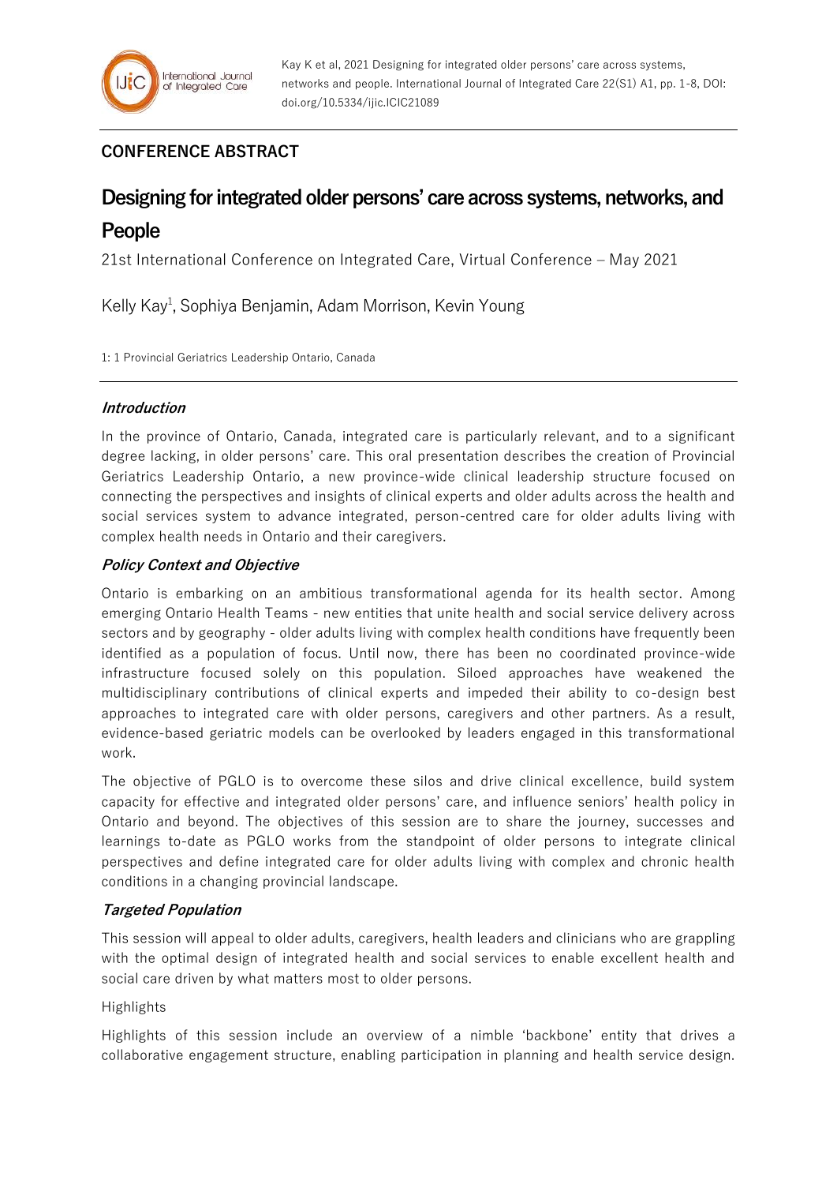Kay K et al, 2021 Designing for integrated older persons' care across systems, networks and people. International Journal of Integrated Care 22(S1) A1, pp. 1-8, DOI: doi.org/10.5334/ijic.ICIC21089

## CONFERENCE ABSTRACT

# Designing for integrated older persons' care across systems, networks, and People

21st International Conference on Integrated Care, Virtual Conference – May 2021

Kelly Kay[1], Sophiya Benjamin, Adam Morrison, Kevin Young

1: 1 Provincial Geriatrics Leadership Ontario, Canada

### *Introduction*

In the province of Ontario, Canada, integrated care is particularly relevant, and to a significant degree lacking, in older persons' care. This oral presentation describes the creation of Provincial Geriatrics Leadership Ontario, a new province-wide clinical leadership structure focused on connecting the perspectives and insights of clinical experts and older adults across the health and social services system to advance integrated, person-centred care for older adults living with complex health needs in Ontario and their caregivers.

### *Policy Context and Objective*

Ontario is embarking on an ambitious transformational agenda for its health sector. Among emerging Ontario Health Teams - new entities that unite health and social service delivery across sectors and by geography - older adults living with complex health conditions have frequently been identified as a population of focus. Until now, there has been no coordinated province-wide infrastructure focused solely on this population. Siloed approaches have weakened the multidisciplinary contributions of clinical experts and impeded their ability to co-design best approaches to integrated care with older persons, caregivers and other partners. As a result, evidence-based geriatric models can be overlooked by leaders engaged in this transformational work.

The objective of PGLO is to overcome these silos and drive clinical excellence, build system capacity for effective and integrated older persons' care, and influence seniors' health policy in Ontario and beyond. The objectives of this session are to share the journey, successes and learnings to-date as PGLO works from the standpoint of older persons to integrate clinical perspectives and define integrated care for older adults living with complex and chronic health conditions in a changing provincial landscape.

### *Targeted Population*

This session will appeal to older adults, caregivers, health leaders and clinicians who are grappling with the optimal design of integrated health and social services to enable excellent health and social care driven by what matters most to older persons.

Highlights

Highlights of this session include an overview of a nimble 'backbone' entity that drives a collaborative engagement structure, enabling participation in planning and health service design.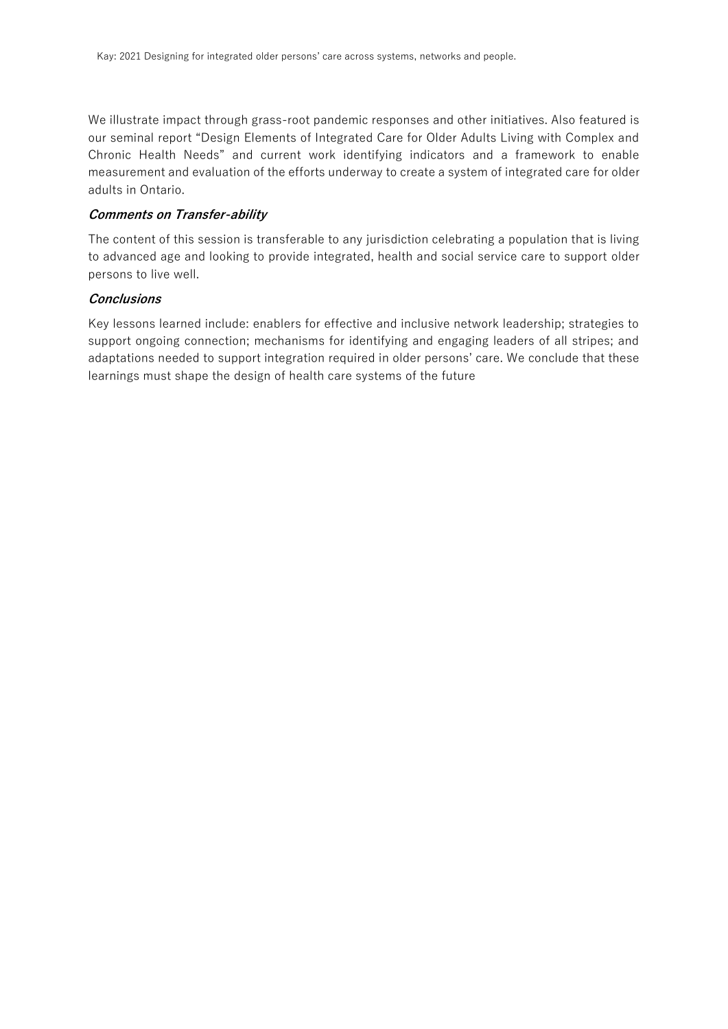We illustrate impact through grass-root pandemic responses and other initiatives. Also featured is our seminal report “Design Elements of Integrated Care for Older Adults Living with Complex and Chronic Health Needs” and current work identifying indicators and a framework to enable measurement and evaluation of the efforts underway to create a system of integrated care for older adults in Ontario.

### *Comments on Transfer-ability*

The content of this session is transferable to any jurisdiction celebrating a population that is living to advanced age and looking to provide integrated, health and social service care to support older persons to live well.

### *Conclusions*

Key lessons learned include: enablers for effective and inclusive network leadership; strategies to support ongoing connection; mechanisms for identifying and engaging leaders of all stripes; and adaptations needed to support integration required in older persons’ care. We conclude that these learnings must shape the design of health care systems of the future